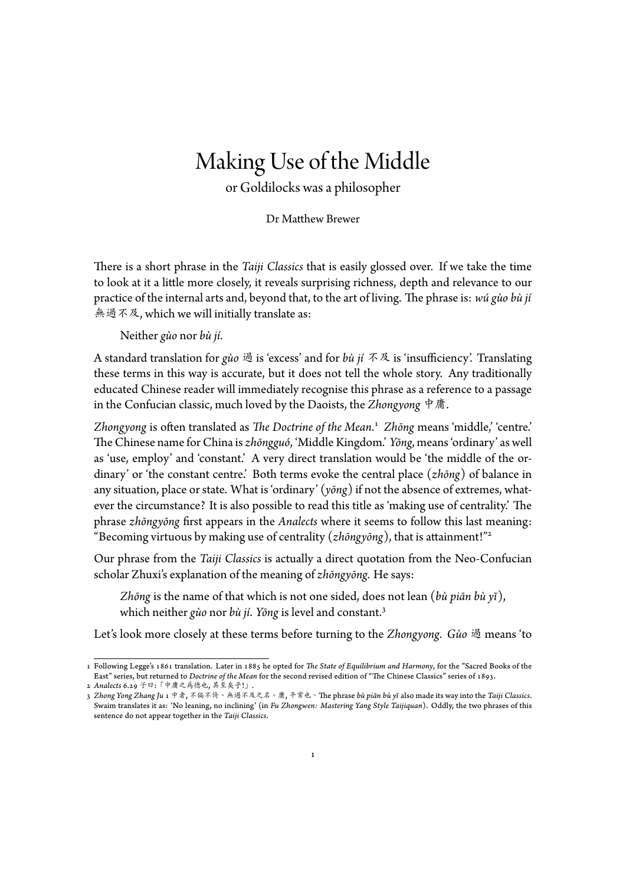# Making Use of the Middle

or Goldilocks was a philosopher

Dr Matthew Brewer

There is a short phrase in the *Taiji Classics* that is easily glossed over. If we take the time to look at it a little more closely, it reveals surprising richness, depth and relevance to our practice of the internal arts and, beyond that, to the art of living. The phrase is: *wú gùo bù jí* 無過不及, which we will initially translate as:

> Neither *gùo* nor *bù jí*.

A standard translation for *gùo* 過 is 'excess' and for *bù jí* 不及 is 'insufficiency'. Translating these terms in this way is accurate, but it does not tell the whole story. Any traditionally educated Chinese reader will immediately recognise this phrase as a reference to a passage in the Confucian classic, much loved by the Daoists, the *Zhongyong* 中庸.

*Zhongyong* is often translated as *The Doctrine of the Mean*.[1] *Zhōng* means 'middle,' 'centre.' The Chinese name for China is *zhōngguó*, 'Middle Kingdom.' *Yōng*, means 'ordinary' as well as 'use, employ' and 'constant.' A very direct translation would be 'the middle of the ordinary' or 'the constant centre.' Both terms evoke the central place (*zhōng*) of balance in any situation, place or state. What is 'ordinary' (*yōng*) if not the absence of extremes, whatever the circumstance? It is also possible to read this title as 'making use of centrality.' The phrase *zhōngyōng* first appears in the *Analects* where it seems to follow this last meaning: "Becoming virtuous by making use of centrality (*zhōngyōng*), that is attainment!"[2]

Our phrase from the *Taiji Classics* is actually a direct quotation from the Neo-Confucian scholar Zhuxi's explanation of the meaning of *zhōngyōng*. He says:

> *Zhōng* is the name of that which is not one sided, does not lean (*bù piān bù yǐ*), which neither *gùo* nor *bù jí*. *Yōng* is level and constant.[3]

Let's look more closely at these terms before turning to the *Zhongyong*. *Gùo* 過 means 'to

---

1 Following Legge's 1861 translation. Later in 1885 he opted for *The State of Equilibrium and Harmony*, for the "Sacred Books of the East" series, but returned to *Doctrine of the Mean* for the second revised edition of "The Chinese Classics" series of 1893.

2 *Analects* 6.29 子曰:「中庸之為德也,其至矣乎!」.

3 *Zhong Yong Zhang Ju* 1 中者,不偏不倚、無過不及之名。庸,平常也。The phrase *bù piān bù yǐ* also made its way into the *Taiji Classics*. Swaim translates it as: 'No leaning, no inclining' (in *Fu Zhongwen: Mastering Yang Style Taijiquan*). Oddly, the two phrases of this sentence do not appear together in the *Taiji Classics*.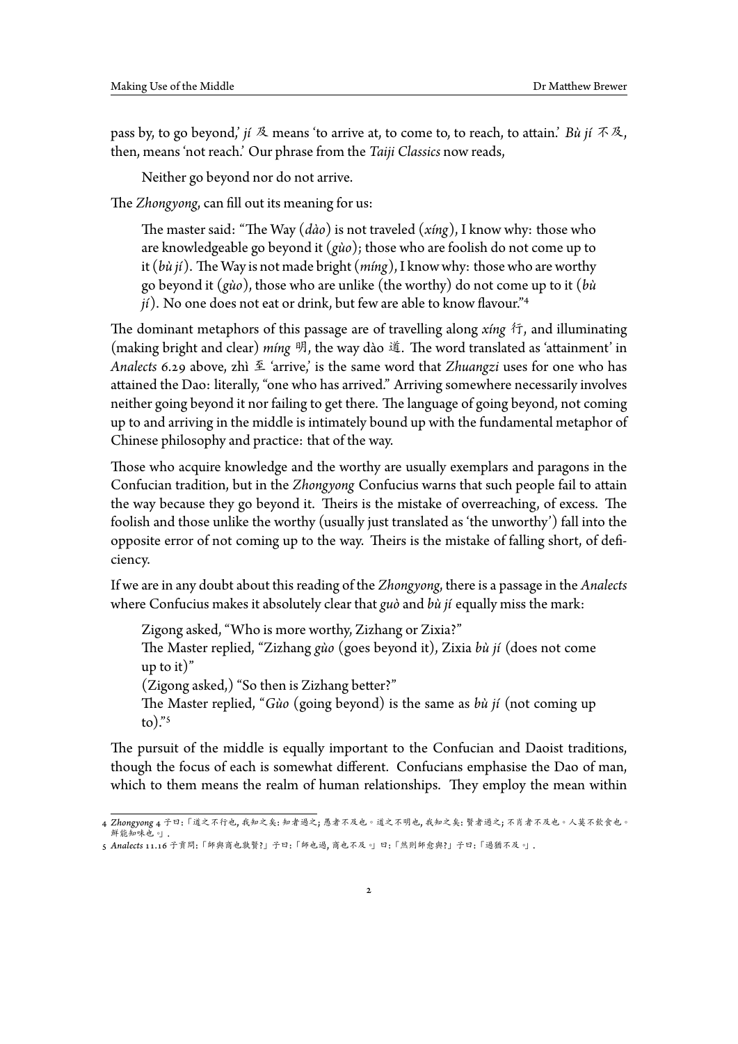pass by, to go beyond,' *jí* 及 means 'to arrive at, to come to, to reach, to attain.' *Bù jí* 不及, then, means 'not reach.' Our phrase from the *Taiji Classics* now reads,

> Neither go beyond nor do not arrive.

The *Zhongyong*, can fill out its meaning for us:

> The master said: "The Way (*dào*) is not traveled (*xíng*), I know why: those who are knowledgeable go beyond it (*gùo*); those who are foolish do not come up to it (*bù jí*). The Way is not made bright (*míng*), I know why: those who are worthy go beyond it (*gùo*), those who are unlike (the worthy) do not come up to it (*bù jí*). No one does not eat or drink, but few are able to know flavour."[4]

The dominant metaphors of this passage are of travelling along *xíng* 行, and illuminating (making bright and clear) *míng* 明, the way dào 道. The word translated as 'attainment' in *Analects* 6.29 above, zhì 至 'arrive,' is the same word that *Zhuangzi* uses for one who has attained the Dao: literally, "one who has arrived." Arriving somewhere necessarily involves neither going beyond it nor failing to get there. The language of going beyond, not coming up to and arriving in the middle is intimately bound up with the fundamental metaphor of Chinese philosophy and practice: that of the way.

Those who acquire knowledge and the worthy are usually exemplars and paragons in the Confucian tradition, but in the *Zhongyong* Confucius warns that such people fail to attain the way because they go beyond it. Theirs is the mistake of overreaching, of excess. The foolish and those unlike the worthy (usually just translated as 'the unworthy') fall into the opposite error of not coming up to the way. Theirs is the mistake of falling short, of deficiency.

If we are in any doubt about this reading of the *Zhongyong*, there is a passage in the *Analects* where Confucius makes it absolutely clear that *guò* and *bù jí* equally miss the mark:

> Zigong asked, "Who is more worthy, Zizhang or Zixia?"
> The Master replied, "Zizhang *gùo* (goes beyond it), Zixia *bù jí* (does not come up to it)"
> (Zigong asked,) "So then is Zizhang better?"
> The Master replied, "*Gùo* (going beyond) is the same as *bù jí* (not coming up to)."[5]

The pursuit of the middle is equally important to the Confucian and Daoist traditions, though the focus of each is somewhat different. Confucians emphasise the Dao of man, which to them means the realm of human relationships. They employ the mean within

---

[4] *Zhongyong* 4 子曰:「道之不行也,我知之矣:知者過之;愚者不及也。道之不明也,我知之矣:賢者過之;不肖者不及也。人莫不飲食也。鮮能知味也。」.

[5] *Analects* 11.16 子貢問:「師與商也孰賢?」子曰:「師也過,商也不及。」曰:「然則師愈與?」子曰:「過猶不及。」.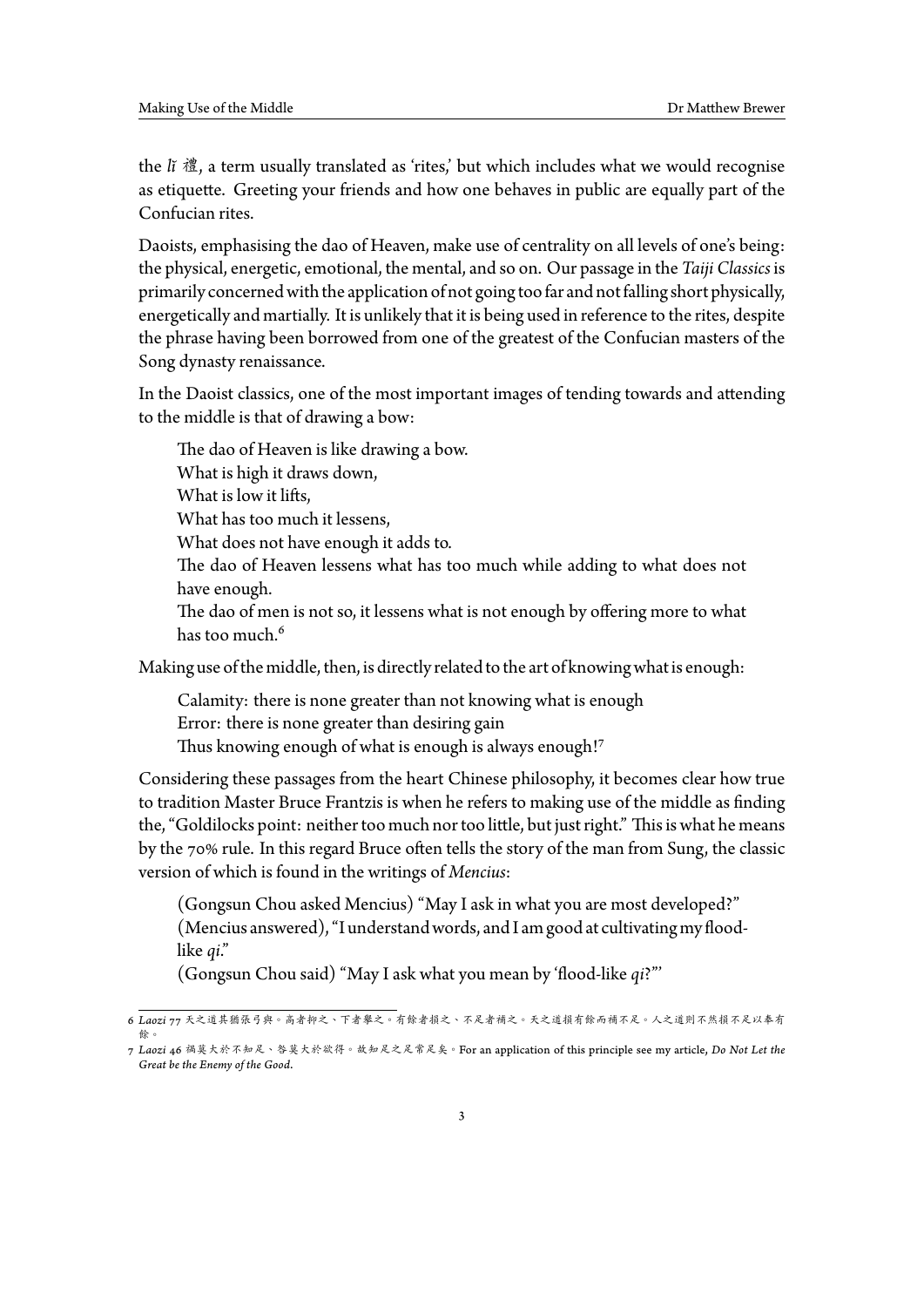the *lǐ* 禮, a term usually translated as 'rites,' but which includes what we would recognise as etiquette. Greeting your friends and how one behaves in public are equally part of the Confucian rites.

Daoists, emphasising the dao of Heaven, make use of centrality on all levels of one's being: the physical, energetic, emotional, the mental, and so on. Our passage in the *Taiji Classics* is primarily concerned with the application of not going too far and not falling short physically, energetically and martially. It is unlikely that it is being used in reference to the rites, despite the phrase having been borrowed from one of the greatest of the Confucian masters of the Song dynasty renaissance.

In the Daoist classics, one of the most important images of tending towards and attending to the middle is that of drawing a bow:

> The dao of Heaven is like drawing a bow.
> What is high it draws down,
> What is low it lifts,
> What has too much it lessens,
> What does not have enough it adds to.
> The dao of Heaven lessens what has too much while adding to what does not have enough.
> The dao of men is not so, it lessens what is not enough by offering more to what has too much.[6]

Making use of the middle, then, is directly related to the art of knowing what is enough:

> Calamity: there is none greater than not knowing what is enough
> Error: there is none greater than desiring gain
> Thus knowing enough of what is enough is always enough![7]

Considering these passages from the heart Chinese philosophy, it becomes clear how true to tradition Master Bruce Frantzis is when he refers to making use of the middle as finding the, "Goldilocks point: neither too much nor too little, but just right." This is what he means by the 70% rule. In this regard Bruce often tells the story of the man from Sung, the classic version of which is found in the writings of *Mencius*:

> (Gongsun Chou asked Mencius) "May I ask in what you are most developed?"
> (Mencius answered), "I understand words, and I am good at cultivating my flood-like *qi*."
> (Gongsun Chou said) "May I ask what you mean by 'flood-like *qi*?"'

6 *Laozi* 77 天之道其猶張弓與。高者抑之、下者舉之。有餘者損之、不足者補之。天之道損有餘而補不足。人之道則不然損不足以奉有餘。

7 *Laozi* 46 禍莫大於不知足、咎莫大於欲得。故知足之足常足矣。For an application of this principle see my article, *Do Not Let the Great be the Enemy of the Good*.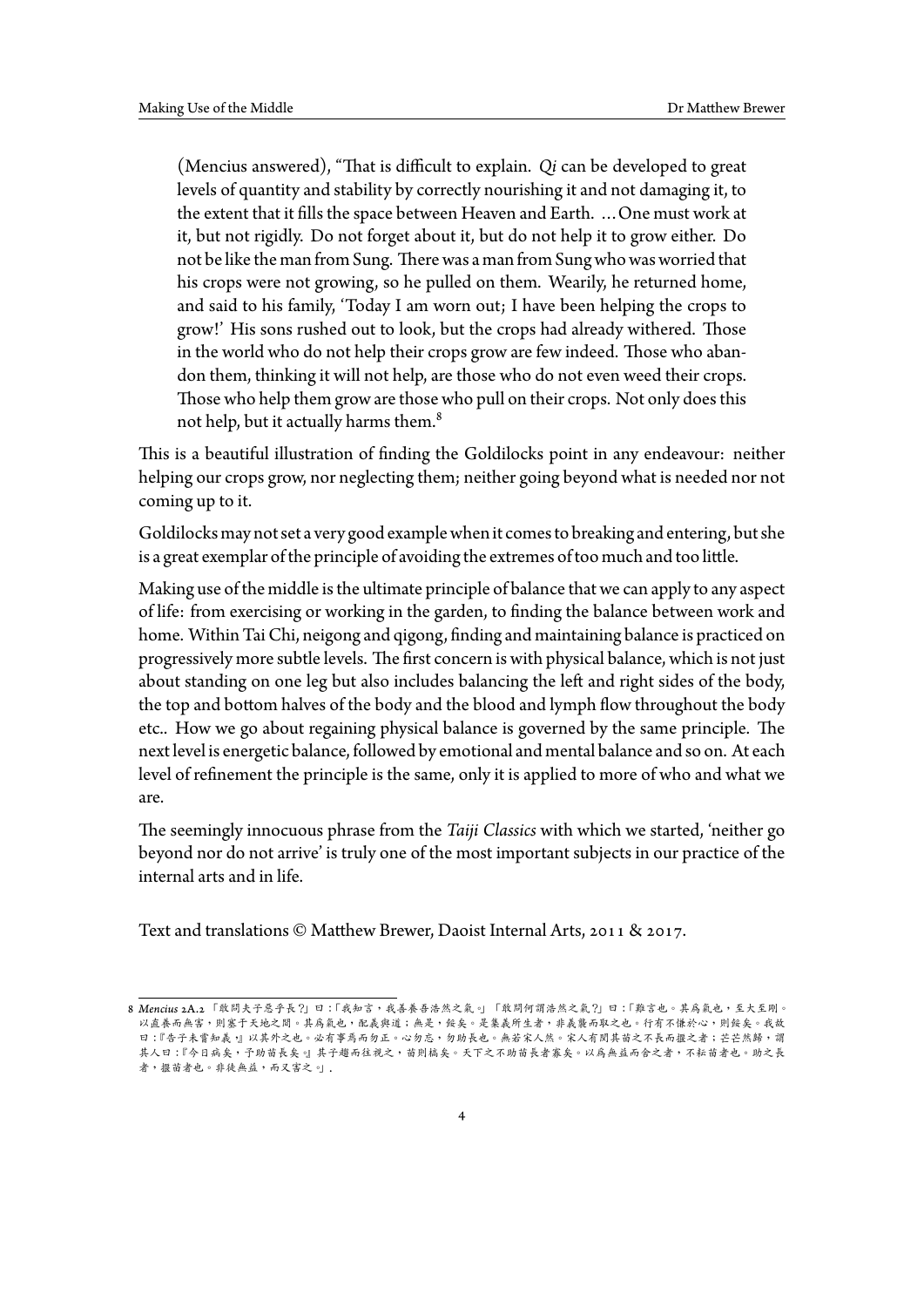(Mencius answered), "That is difficult to explain. *Qi* can be developed to great levels of quantity and stability by correctly nourishing it and not damaging it, to the extent that it fills the space between Heaven and Earth. …One must work at it, but not rigidly. Do not forget about it, but do not help it to grow either. Do not be like the man from Sung. There was a man from Sung who was worried that his crops were not growing, so he pulled on them. Wearily, he returned home, and said to his family, 'Today I am worn out; I have been helping the crops to grow!' His sons rushed out to look, but the crops had already withered. Those in the world who do not help their crops grow are few indeed. Those who abandon them, thinking it will not help, are those who do not even weed their crops. Those who help them grow are those who pull on their crops. Not only does this not help, but it actually harms them.[8]

This is a beautiful illustration of finding the Goldilocks point in any endeavour: neither helping our crops grow, nor neglecting them; neither going beyond what is needed nor not coming up to it.

Goldilocks may not set a very good example when it comes to breaking and entering, but she is a great exemplar of the principle of avoiding the extremes of too much and too little.

Making use of the middle is the ultimate principle of balance that we can apply to any aspect of life: from exercising or working in the garden, to finding the balance between work and home. Within Tai Chi, neigong and qigong, finding and maintaining balance is practiced on progressively more subtle levels. The first concern is with physical balance, which is not just about standing on one leg but also includes balancing the left and right sides of the body, the top and bottom halves of the body and the blood and lymph flow throughout the body etc.. How we go about regaining physical balance is governed by the same principle. The next level is energetic balance, followed by emotional and mental balance and so on. At each level of refinement the principle is the same, only it is applied to more of who and what we are.

The seemingly innocuous phrase from the *Taiji Classics* with which we started, 'neither go beyond nor do not arrive' is truly one of the most important subjects in our practice of the internal arts and in life.

Text and translations © Matthew Brewer, Daoist Internal Arts, 2011 & 2017.

---

8 *Mencius* 2A.2 「敢問夫子惡乎長？」曰：「我知言，我善養吾浩然之氣。」「敢問何謂浩然之氣？」曰：「難言也。其為氣也，至大至剛。以直養而無害，則塞于天地之間。其為氣也，配義與道；無是，餒矣。是集義所生者，非義襲而取之也。行有不慊於心，則餒矣。我故曰：『告子未嘗知義』以其外之也。必有事焉而勿正。心勿忘，勿助長也。無若宋人然。宋人有閔其苗之不長而揠之者；芒芒然歸，謂其人曰：『今日病矣，予助苗長矣。』其子趨而往視之，苗則槁矣。天下之不助苗長者寡矣。以為無益而舍之者，不耘苗者也。助之長者，揠苗者也。非徒無益，而又害之。」.